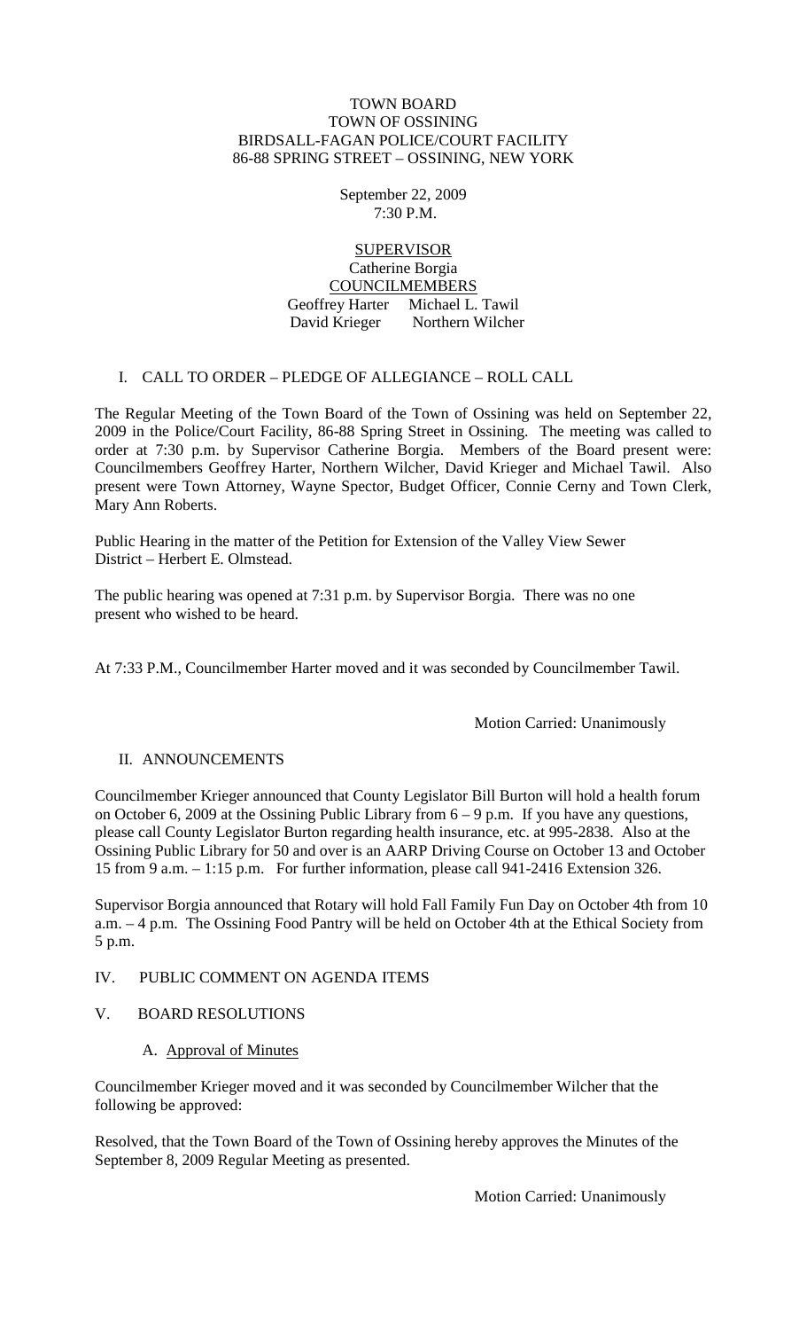TOWN BOARD
TOWN OF OSSINING
BIRDSALL-FAGAN POLICE/COURT FACILITY
86-88 SPRING STREET – OSSINING, NEW YORK

September 22, 2009
7:30 P.M.

SUPERVISOR
Catherine Borgia
COUNCILMEMBERS
Geoffrey Harter Michael L. Tawil
David Krieger Northern Wilcher

I. CALL TO ORDER – PLEDGE OF ALLEGIANCE – ROLL CALL

The Regular Meeting of the Town Board of the Town of Ossining was held on September 22, 2009 in the Police/Court Facility, 86-88 Spring Street in Ossining. The meeting was called to order at 7:30 p.m. by Supervisor Catherine Borgia. Members of the Board present were: Councilmembers Geoffrey Harter, Northern Wilcher, David Krieger and Michael Tawil. Also present were Town Attorney, Wayne Spector, Budget Officer, Connie Cerny and Town Clerk, Mary Ann Roberts.

Public Hearing in the matter of the Petition for Extension of the Valley View Sewer District – Herbert E. Olmstead.

The public hearing was opened at 7:31 p.m. by Supervisor Borgia. There was no one present who wished to be heard.

At 7:33 P.M., Councilmember Harter moved and it was seconded by Councilmember Tawil.

Motion Carried: Unanimously

II. ANNOUNCEMENTS

Councilmember Krieger announced that County Legislator Bill Burton will hold a health forum on October 6, 2009 at the Ossining Public Library from 6 – 9 p.m. If you have any questions, please call County Legislator Burton regarding health insurance, etc. at 995-2838. Also at the Ossining Public Library for 50 and over is an AARP Driving Course on October 13 and October 15 from 9 a.m. – 1:15 p.m. For further information, please call 941-2416 Extension 326.

Supervisor Borgia announced that Rotary will hold Fall Family Fun Day on October 4th from 10 a.m. – 4 p.m. The Ossining Food Pantry will be held on October 4th at the Ethical Society from 5 p.m.

IV. PUBLIC COMMENT ON AGENDA ITEMS

V. BOARD RESOLUTIONS

A. Approval of Minutes

Councilmember Krieger moved and it was seconded by Councilmember Wilcher that the following be approved:

Resolved, that the Town Board of the Town of Ossining hereby approves the Minutes of the September 8, 2009 Regular Meeting as presented.

Motion Carried: Unanimously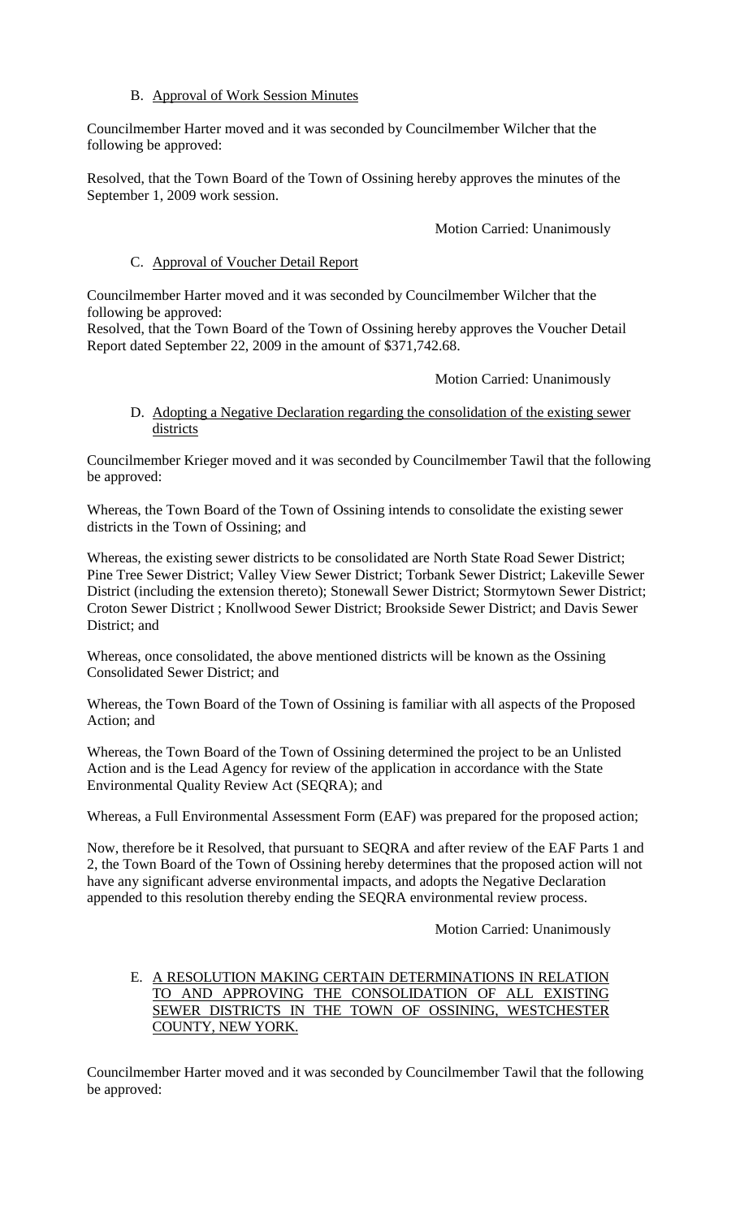B. Approval of Work Session Minutes

Councilmember Harter moved and it was seconded by Councilmember Wilcher that the following be approved:

Resolved, that the Town Board of the Town of Ossining hereby approves the minutes of the September 1, 2009 work session.

Motion Carried: Unanimously

C. Approval of Voucher Detail Report

Councilmember Harter moved and it was seconded by Councilmember Wilcher that the following be approved:
Resolved, that the Town Board of the Town of Ossining hereby approves the Voucher Detail Report dated September 22, 2009 in the amount of $371,742.68.

Motion Carried: Unanimously

D. Adopting a Negative Declaration regarding the consolidation of the existing sewer districts

Councilmember Krieger moved and it was seconded by Councilmember Tawil that the following be approved:

Whereas, the Town Board of the Town of Ossining intends to consolidate the existing sewer districts in the Town of Ossining; and

Whereas, the existing sewer districts to be consolidated are North State Road Sewer District; Pine Tree Sewer District; Valley View Sewer District; Torbank Sewer District; Lakeville Sewer District (including the extension thereto); Stonewall Sewer District; Stormytown Sewer District; Croton Sewer District ; Knollwood Sewer District; Brookside Sewer District; and Davis Sewer District; and

Whereas, once consolidated, the above mentioned districts will be known as the Ossining Consolidated Sewer District; and

Whereas, the Town Board of the Town of Ossining is familiar with all aspects of the Proposed Action; and

Whereas, the Town Board of the Town of Ossining determined the project to be an Unlisted Action and is the Lead Agency for review of the application in accordance with the State Environmental Quality Review Act (SEQRA); and

Whereas, a Full Environmental Assessment Form (EAF) was prepared for the proposed action;

Now, therefore be it Resolved, that pursuant to SEQRA and after review of the EAF Parts 1 and 2, the Town Board of the Town of Ossining hereby determines that the proposed action will not have any significant adverse environmental impacts, and adopts the Negative Declaration appended to this resolution thereby ending the SEQRA environmental review process.

Motion Carried: Unanimously

E. A RESOLUTION MAKING CERTAIN DETERMINATIONS IN RELATION TO AND APPROVING THE CONSOLIDATION OF ALL EXISTING SEWER DISTRICTS IN THE TOWN OF OSSINING, WESTCHESTER COUNTY, NEW YORK.

Councilmember Harter moved and it was seconded by Councilmember Tawil that the following be approved: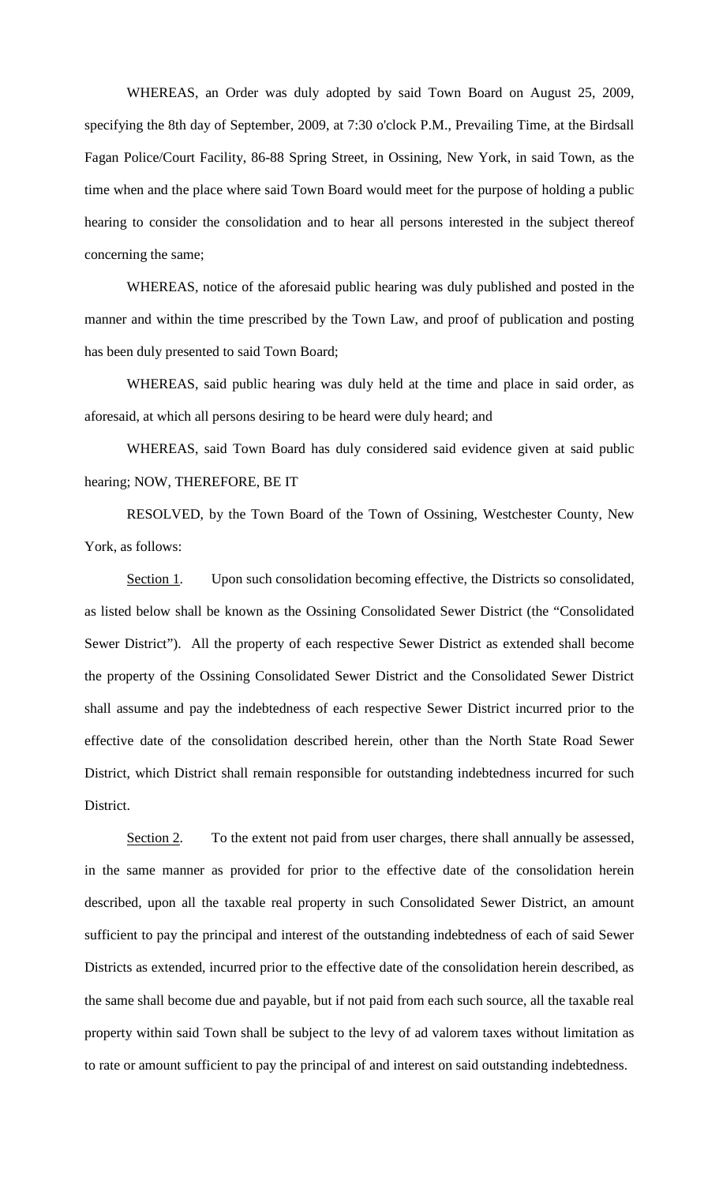WHEREAS, an Order was duly adopted by said Town Board on August 25, 2009, specifying the 8th day of September, 2009, at 7:30 o'clock P.M., Prevailing Time, at the Birdsall Fagan Police/Court Facility, 86-88 Spring Street, in Ossining, New York, in said Town, as the time when and the place where said Town Board would meet for the purpose of holding a public hearing to consider the consolidation and to hear all persons interested in the subject thereof concerning the same;

WHEREAS, notice of the aforesaid public hearing was duly published and posted in the manner and within the time prescribed by the Town Law, and proof of publication and posting has been duly presented to said Town Board;

WHEREAS, said public hearing was duly held at the time and place in said order, as aforesaid, at which all persons desiring to be heard were duly heard; and

WHEREAS, said Town Board has duly considered said evidence given at said public hearing; NOW, THEREFORE, BE IT

RESOLVED, by the Town Board of the Town of Ossining, Westchester County, New York, as follows:

Section 1. Upon such consolidation becoming effective, the Districts so consolidated, as listed below shall be known as the Ossining Consolidated Sewer District (the "Consolidated Sewer District"). All the property of each respective Sewer District as extended shall become the property of the Ossining Consolidated Sewer District and the Consolidated Sewer District shall assume and pay the indebtedness of each respective Sewer District incurred prior to the effective date of the consolidation described herein, other than the North State Road Sewer District, which District shall remain responsible for outstanding indebtedness incurred for such District.

Section 2. To the extent not paid from user charges, there shall annually be assessed, in the same manner as provided for prior to the effective date of the consolidation herein described, upon all the taxable real property in such Consolidated Sewer District, an amount sufficient to pay the principal and interest of the outstanding indebtedness of each of said Sewer Districts as extended, incurred prior to the effective date of the consolidation herein described, as the same shall become due and payable, but if not paid from each such source, all the taxable real property within said Town shall be subject to the levy of ad valorem taxes without limitation as to rate or amount sufficient to pay the principal of and interest on said outstanding indebtedness.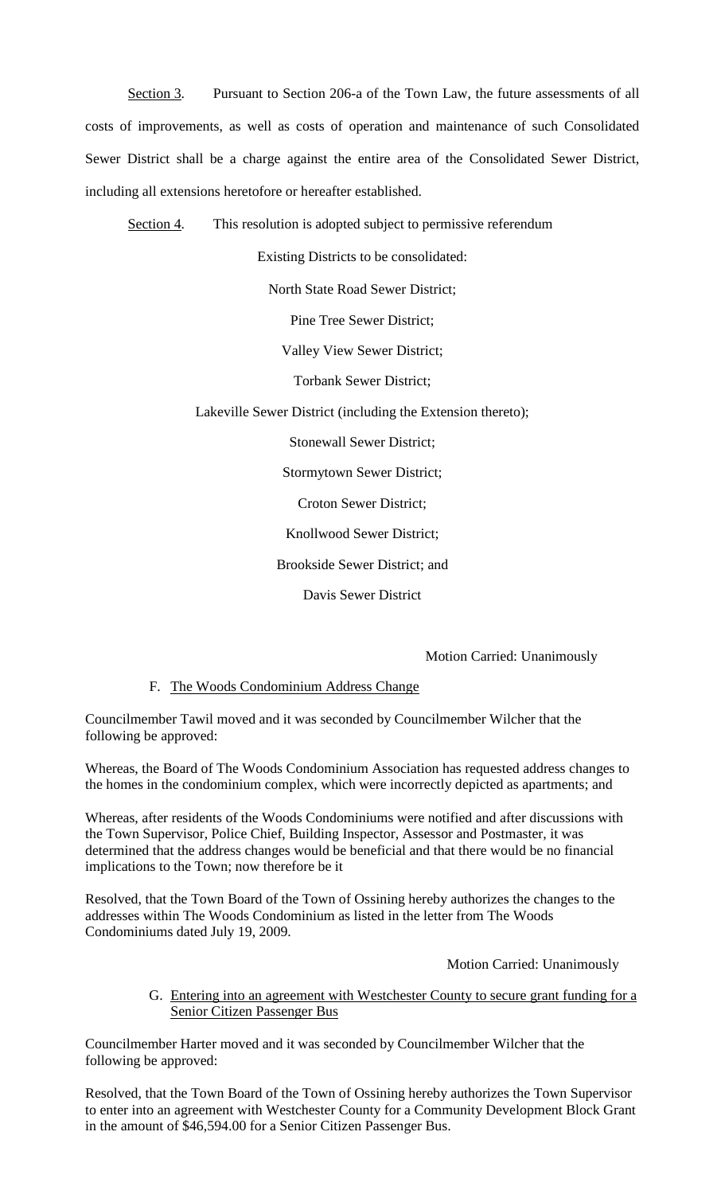Section 3. Pursuant to Section 206-a of the Town Law, the future assessments of all costs of improvements, as well as costs of operation and maintenance of such Consolidated Sewer District shall be a charge against the entire area of the Consolidated Sewer District, including all extensions heretofore or hereafter established.

Section 4. This resolution is adopted subject to permissive referendum

Existing Districts to be consolidated:

North State Road Sewer District;

Pine Tree Sewer District;

Valley View Sewer District;

Torbank Sewer District;

Lakeville Sewer District (including the Extension thereto);

Stonewall Sewer District;

Stormytown Sewer District;

Croton Sewer District;

Knollwood Sewer District;

Brookside Sewer District; and

Davis Sewer District

Motion Carried: Unanimously

F. The Woods Condominium Address Change

Councilmember Tawil moved and it was seconded by Councilmember Wilcher that the following be approved:

Whereas, the Board of The Woods Condominium Association has requested address changes to the homes in the condominium complex, which were incorrectly depicted as apartments; and

Whereas, after residents of the Woods Condominiums were notified and after discussions with the Town Supervisor, Police Chief, Building Inspector, Assessor and Postmaster, it was determined that the address changes would be beneficial and that there would be no financial implications to the Town; now therefore be it

Resolved, that the Town Board of the Town of Ossining hereby authorizes the changes to the addresses within The Woods Condominium as listed in the letter from The Woods Condominiums dated July 19, 2009.

Motion Carried: Unanimously

G. Entering into an agreement with Westchester County to secure grant funding for a Senior Citizen Passenger Bus

Councilmember Harter moved and it was seconded by Councilmember Wilcher that the following be approved:

Resolved, that the Town Board of the Town of Ossining hereby authorizes the Town Supervisor to enter into an agreement with Westchester County for a Community Development Block Grant in the amount of $46,594.00 for a Senior Citizen Passenger Bus.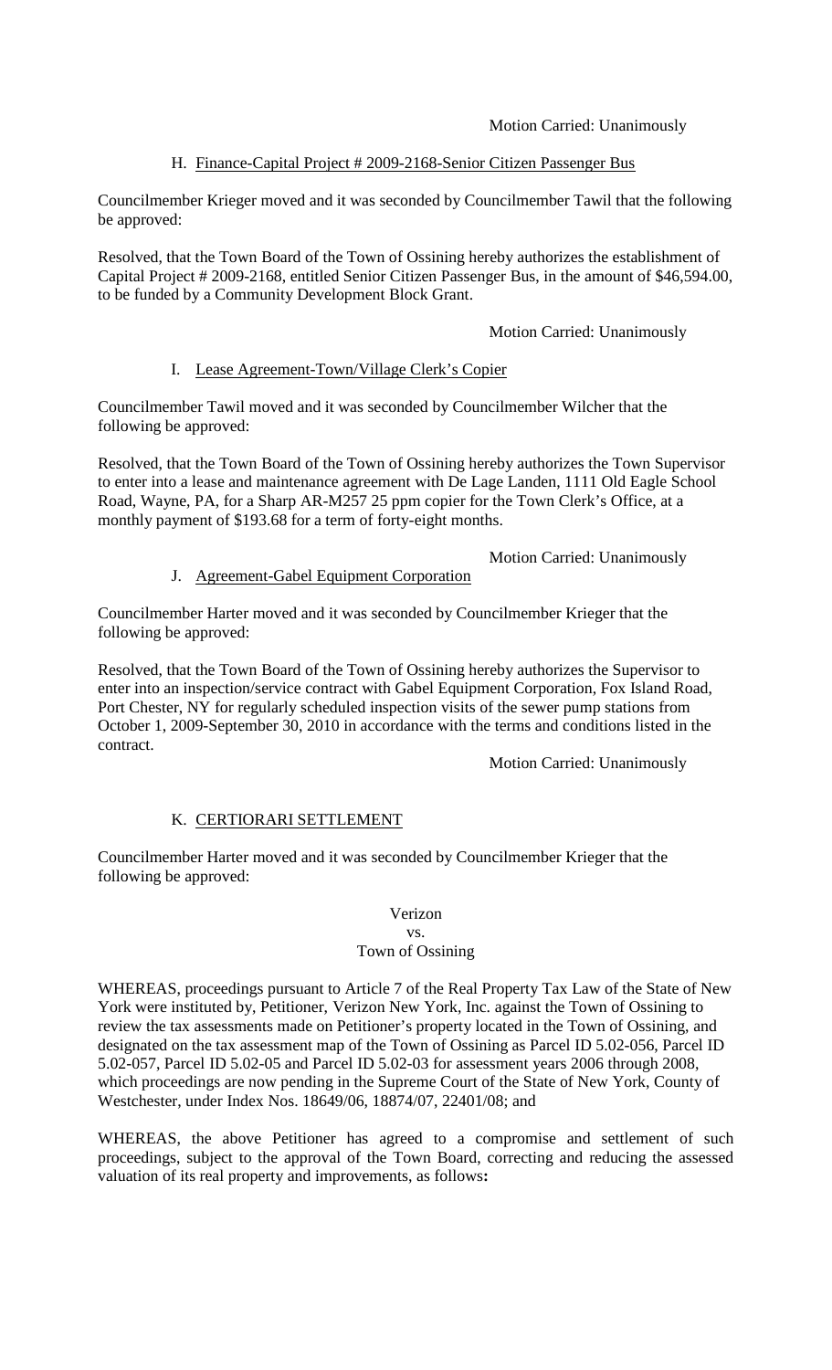Motion Carried: Unanimously

H. Finance-Capital Project # 2009-2168-Senior Citizen Passenger Bus

Councilmember Krieger moved and it was seconded by Councilmember Tawil that the following be approved:

Resolved, that the Town Board of the Town of Ossining hereby authorizes the establishment of Capital Project # 2009-2168, entitled Senior Citizen Passenger Bus, in the amount of $46,594.00, to be funded by a Community Development Block Grant.

Motion Carried: Unanimously

I. Lease Agreement-Town/Village Clerk's Copier

Councilmember Tawil moved and it was seconded by Councilmember Wilcher that the following be approved:

Resolved, that the Town Board of the Town of Ossining hereby authorizes the Town Supervisor to enter into a lease and maintenance agreement with De Lage Landen, 1111 Old Eagle School Road, Wayne, PA, for a Sharp AR-M257 25 ppm copier for the Town Clerk's Office, at a monthly payment of $193.68 for a term of forty-eight months.

Motion Carried: Unanimously

J. Agreement-Gabel Equipment Corporation

Councilmember Harter moved and it was seconded by Councilmember Krieger that the following be approved:

Resolved, that the Town Board of the Town of Ossining hereby authorizes the Supervisor to enter into an inspection/service contract with Gabel Equipment Corporation, Fox Island Road, Port Chester, NY for regularly scheduled inspection visits of the sewer pump stations from October 1, 2009-September 30, 2010 in accordance with the terms and conditions listed in the contract.

Motion Carried: Unanimously

K. CERTIORARI SETTLEMENT

Councilmember Harter moved and it was seconded by Councilmember Krieger that the following be approved:

Verizon
vs.
Town of Ossining

WHEREAS, proceedings pursuant to Article 7 of the Real Property Tax Law of the State of New York were instituted by, Petitioner, Verizon New York, Inc. against the Town of Ossining to review the tax assessments made on Petitioner's property located in the Town of Ossining, and designated on the tax assessment map of the Town of Ossining as Parcel ID 5.02-056, Parcel ID 5.02-057, Parcel ID 5.02-05 and Parcel ID 5.02-03 for assessment years 2006 through 2008, which proceedings are now pending in the Supreme Court of the State of New York, County of Westchester, under Index Nos. 18649/06, 18874/07, 22401/08; and

WHEREAS, the above Petitioner has agreed to a compromise and settlement of such proceedings, subject to the approval of the Town Board, correcting and reducing the assessed valuation of its real property and improvements, as follows**:**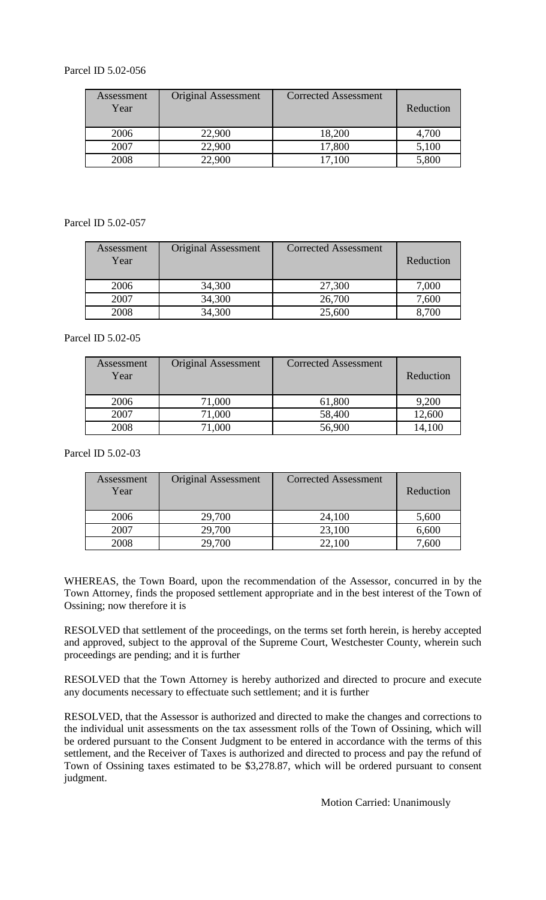Parcel ID 5.02-056

| Assessment Year | Original Assessment | Corrected Assessment | Reduction |
|---|---|---|---|
| 2006 | 22,900 | 18,200 | 4,700 |
| 2007 | 22,900 | 17,800 | 5,100 |
| 2008 | 22,900 | 17,100 | 5,800 |

Parcel ID 5.02-057

| Assessment Year | Original Assessment | Corrected Assessment | Reduction |
|---|---|---|---|
| 2006 | 34,300 | 27,300 | 7,000 |
| 2007 | 34,300 | 26,700 | 7,600 |
| 2008 | 34,300 | 25,600 | 8,700 |

Parcel ID 5.02-05

| Assessment Year | Original Assessment | Corrected Assessment | Reduction |
|---|---|---|---|
| 2006 | 71,000 | 61,800 | 9,200 |
| 2007 | 71,000 | 58,400 | 12,600 |
| 2008 | 71,000 | 56,900 | 14,100 |

Parcel ID 5.02-03

| Assessment Year | Original Assessment | Corrected Assessment | Reduction |
|---|---|---|---|
| 2006 | 29,700 | 24,100 | 5,600 |
| 2007 | 29,700 | 23,100 | 6,600 |
| 2008 | 29,700 | 22,100 | 7,600 |

WHEREAS, the Town Board, upon the recommendation of the Assessor, concurred in by the Town Attorney, finds the proposed settlement appropriate and in the best interest of the Town of Ossining; now therefore it is

RESOLVED that settlement of the proceedings, on the terms set forth herein, is hereby accepted and approved, subject to the approval of the Supreme Court, Westchester County, wherein such proceedings are pending; and it is further

RESOLVED that the Town Attorney is hereby authorized and directed to procure and execute any documents necessary to effectuate such settlement; and it is further

RESOLVED, that the Assessor is authorized and directed to make the changes and corrections to the individual unit assessments on the tax assessment rolls of the Town of Ossining, which will be ordered pursuant to the Consent Judgment to be entered in accordance with the terms of this settlement, and the Receiver of Taxes is authorized and directed to process and pay the refund of Town of Ossining taxes estimated to be $3,278.87, which will be ordered pursuant to consent judgment.

Motion Carried: Unanimously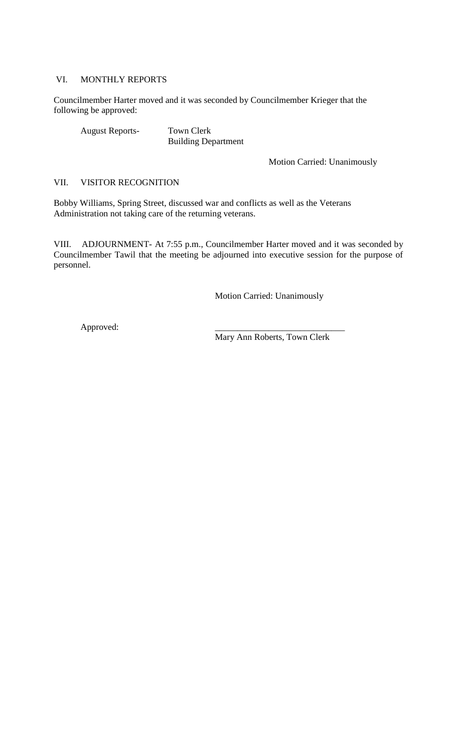VI. MONTHLY REPORTS

Councilmember Harter moved and it was seconded by Councilmember Krieger that the following be approved:

| | |
|---|---|
| August Reports- | Town Clerk |
| | Building Department |

Motion Carried: Unanimously

VII. VISITOR RECOGNITION

Bobby Williams, Spring Street, discussed war and conflicts as well as the Veterans Administration not taking care of the returning veterans.

VIII. ADJOURNMENT- At 7:55 p.m., Councilmember Harter moved and it was seconded by Councilmember Tawil that the meeting be adjourned into executive session for the purpose of personnel.

Motion Carried: Unanimously

Approved: \_\_\_\_\_\_\_\_\_\_\_\_\_\_\_\_\_\_\_\_\_\_\_\_\_\_\_\_

Mary Ann Roberts, Town Clerk